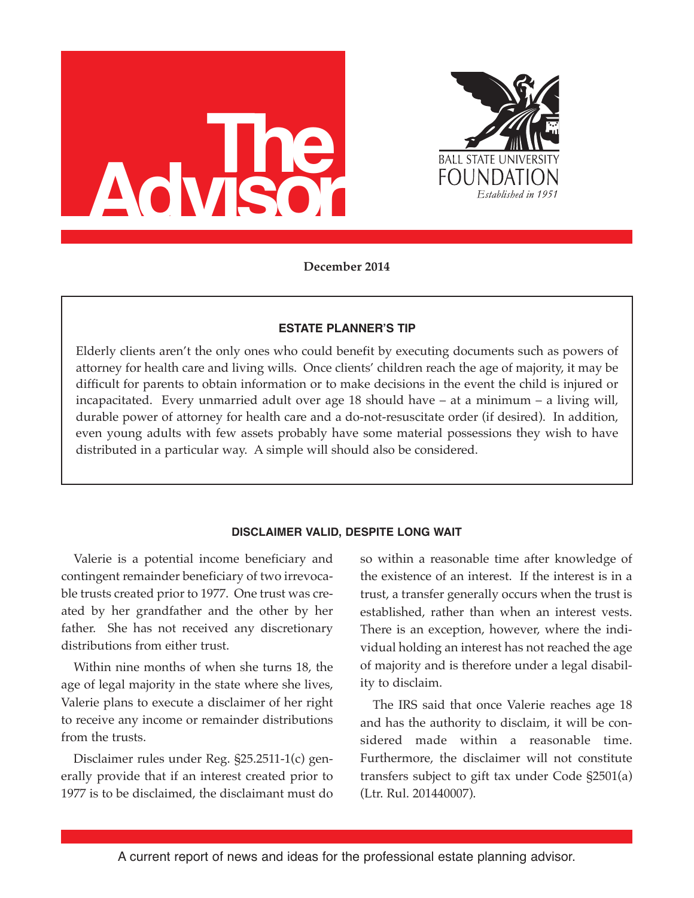# The Advisor

BALL STATE UNIVERSITY FOUNDATION
*Established in 1951*

**December 2014**

### ESTATE PLANNER'S TIP

Elderly clients aren't the only ones who could benefit by executing documents such as powers of attorney for health care and living wills. Once clients' children reach the age of majority, it may be difficult for parents to obtain information or to make decisions in the event the child is injured or incapacitated. Every unmarried adult over age 18 should have – at a minimum – a living will, durable power of attorney for health care and a do-not-resuscitate order (if desired). In addition, even young adults with few assets probably have some material possessions they wish to have distributed in a particular way. A simple will should also be considered.

### DISCLAIMER VALID, DESPITE LONG WAIT

Valerie is a potential income beneficiary and contingent remainder beneficiary of two irrevocable trusts created prior to 1977. One trust was created by her grandfather and the other by her father. She has not received any discretionary distributions from either trust.

Within nine months of when she turns 18, the age of legal majority in the state where she lives, Valerie plans to execute a disclaimer of her right to receive any income or remainder distributions from the trusts.

Disclaimer rules under Reg. §25.2511-1(c) generally provide that if an interest created prior to 1977 is to be disclaimed, the disclaimant must do so within a reasonable time after knowledge of the existence of an interest. If the interest is in a trust, a transfer generally occurs when the trust is established, rather than when an interest vests. There is an exception, however, where the individual holding an interest has not reached the age of majority and is therefore under a legal disability to disclaim.

The IRS said that once Valerie reaches age 18 and has the authority to disclaim, it will be considered made within a reasonable time. Furthermore, the disclaimer will not constitute transfers subject to gift tax under Code §2501(a) (Ltr. Rul. 201440007).

A current report of news and ideas for the professional estate planning advisor.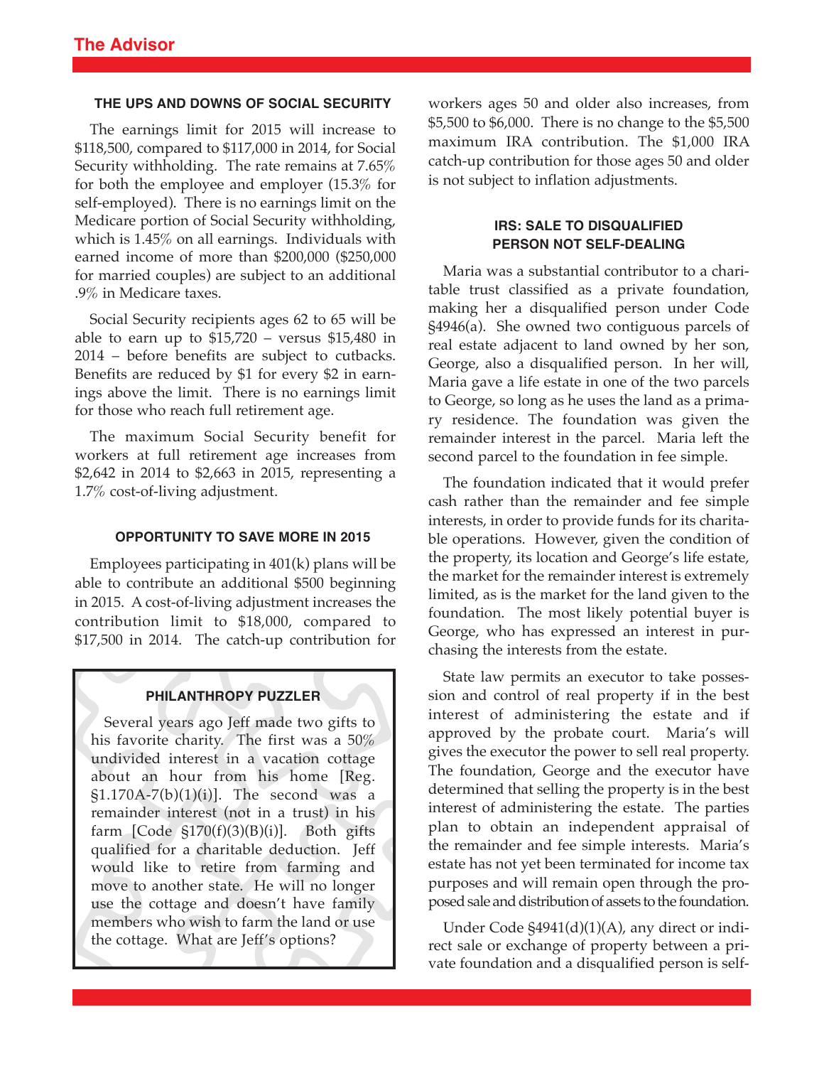### THE UPS AND DOWNS OF SOCIAL SECURITY

The earnings limit for 2015 will increase to $118,500, compared to $117,000 in 2014, for Social Security withholding. The rate remains at 7.65% for both the employee and employer (15.3% for self-employed). There is no earnings limit on the Medicare portion of Social Security withholding, which is 1.45% on all earnings. Individuals with earned income of more than $200,000 ($250,000 for married couples) are subject to an additional .9% in Medicare taxes.

Social Security recipients ages 62 to 65 will be able to earn up to $15,720 – versus $15,480 in 2014 – before benefits are subject to cutbacks. Benefits are reduced by $1 for every $2 in earnings above the limit. There is no earnings limit for those who reach full retirement age.

The maximum Social Security benefit for workers at full retirement age increases from $2,642 in 2014 to $2,663 in 2015, representing a 1.7% cost-of-living adjustment.

### OPPORTUNITY TO SAVE MORE IN 2015

Employees participating in 401(k) plans will be able to contribute an additional $500 beginning in 2015. A cost-of-living adjustment increases the contribution limit to $18,000, compared to $17,500 in 2014. The catch-up contribution for workers ages 50 and older also increases, from $5,500 to $6,000. There is no change to the $5,500 maximum IRA contribution. The $1,000 IRA catch-up contribution for those ages 50 and older is not subject to inflation adjustments.

### PHILANTHROPY PUZZLER

Several years ago Jeff made two gifts to his favorite charity. The first was a 50% undivided interest in a vacation cottage about an hour from his home [Reg. §1.170A-7(b)(1)(i)]. The second was a remainder interest (not in a trust) in his farm [Code §170(f)(3)(B)(i)]. Both gifts qualified for a charitable deduction. Jeff would like to retire from farming and move to another state. He will no longer use the cottage and doesn't have family members who wish to farm the land or use the cottage. What are Jeff's options?

### IRS: SALE TO DISQUALIFIED PERSON NOT SELF-DEALING

Maria was a substantial contributor to a charitable trust classified as a private foundation, making her a disqualified person under Code §4946(a). She owned two contiguous parcels of real estate adjacent to land owned by her son, George, also a disqualified person. In her will, Maria gave a life estate in one of the two parcels to George, so long as he uses the land as a primary residence. The foundation was given the remainder interest in the parcel. Maria left the second parcel to the foundation in fee simple.

The foundation indicated that it would prefer cash rather than the remainder and fee simple interests, in order to provide funds for its charitable operations. However, given the condition of the property, its location and George's life estate, the market for the remainder interest is extremely limited, as is the market for the land given to the foundation. The most likely potential buyer is George, who has expressed an interest in purchasing the interests from the estate.

State law permits an executor to take possession and control of real property if in the best interest of administering the estate and if approved by the probate court. Maria's will gives the executor the power to sell real property. The foundation, George and the executor have determined that selling the property is in the best interest of administering the estate. The parties plan to obtain an independent appraisal of the remainder and fee simple interests. Maria's estate has not yet been terminated for income tax purposes and will remain open through the proposed sale and distribution of assets to the foundation.

Under Code §4941(d)(1)(A), any direct or indirect sale or exchange of property between a private foundation and a disqualified person is self-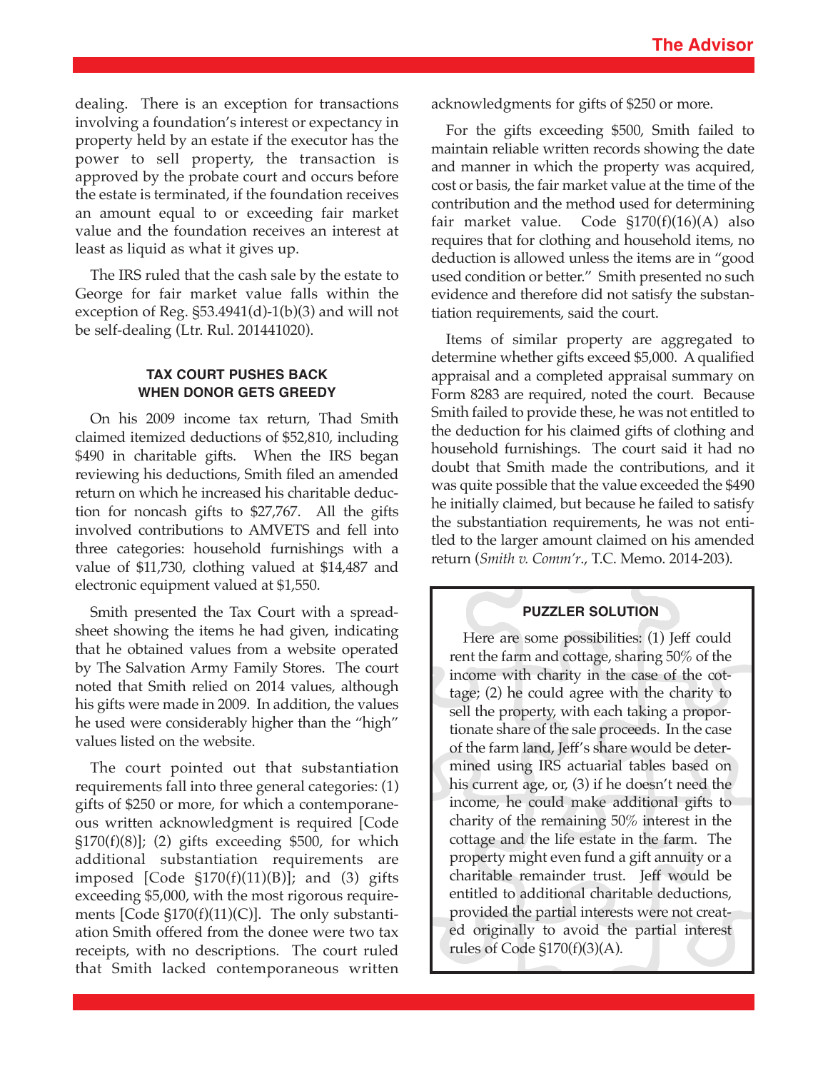dealing. There is an exception for transactions involving a foundation's interest or expectancy in property held by an estate if the executor has the power to sell property, the transaction is approved by the probate court and occurs before the estate is terminated, if the foundation receives an amount equal to or exceeding fair market value and the foundation receives an interest at least as liquid as what it gives up.

The IRS ruled that the cash sale by the estate to George for fair market value falls within the exception of Reg. §53.4941(d)-1(b)(3) and will not be self-dealing (Ltr. Rul. 201441020).

### TAX COURT PUSHES BACK WHEN DONOR GETS GREEDY

On his 2009 income tax return, Thad Smith claimed itemized deductions of $52,810, including $490 in charitable gifts. When the IRS began reviewing his deductions, Smith filed an amended return on which he increased his charitable deduction for noncash gifts to $27,767. All the gifts involved contributions to AMVETS and fell into three categories: household furnishings with a value of $11,730, clothing valued at $14,487 and electronic equipment valued at $1,550.

Smith presented the Tax Court with a spreadsheet showing the items he had given, indicating that he obtained values from a website operated by The Salvation Army Family Stores. The court noted that Smith relied on 2014 values, although his gifts were made in 2009. In addition, the values he used were considerably higher than the "high" values listed on the website.

The court pointed out that substantiation requirements fall into three general categories: (1) gifts of $250 or more, for which a contemporaneous written acknowledgment is required [Code §170(f)(8)]; (2) gifts exceeding $500, for which additional substantiation requirements are imposed [Code §170(f)(11)(B)]; and (3) gifts exceeding $5,000, with the most rigorous requirements [Code §170(f)(11)(C)]. The only substantiation Smith offered from the donee were two tax receipts, with no descriptions. The court ruled that Smith lacked contemporaneous written acknowledgments for gifts of $250 or more.

For the gifts exceeding $500, Smith failed to maintain reliable written records showing the date and manner in which the property was acquired, cost or basis, the fair market value at the time of the contribution and the method used for determining fair market value. Code §170(f)(16)(A) also requires that for clothing and household items, no deduction is allowed unless the items are in "good used condition or better." Smith presented no such evidence and therefore did not satisfy the substantiation requirements, said the court.

Items of similar property are aggregated to determine whether gifts exceed $5,000. A qualified appraisal and a completed appraisal summary on Form 8283 are required, noted the court. Because Smith failed to provide these, he was not entitled to the deduction for his claimed gifts of clothing and household furnishings. The court said it had no doubt that Smith made the contributions, and it was quite possible that the value exceeded the $490 he initially claimed, but because he failed to satisfy the substantiation requirements, he was not entitled to the larger amount claimed on his amended return (*Smith v. Comm'r*., T.C. Memo. 2014-203).

### PUZZLER SOLUTION

Here are some possibilities: (1) Jeff could rent the farm and cottage, sharing 50% of the income with charity in the case of the cottage; (2) he could agree with the charity to sell the property, with each taking a proportionate share of the sale proceeds. In the case of the farm land, Jeff's share would be determined using IRS actuarial tables based on his current age, or, (3) if he doesn't need the income, he could make additional gifts to charity of the remaining 50% interest in the cottage and the life estate in the farm. The property might even fund a gift annuity or a charitable remainder trust. Jeff would be entitled to additional charitable deductions, provided the partial interests were not created originally to avoid the partial interest rules of Code §170(f)(3)(A).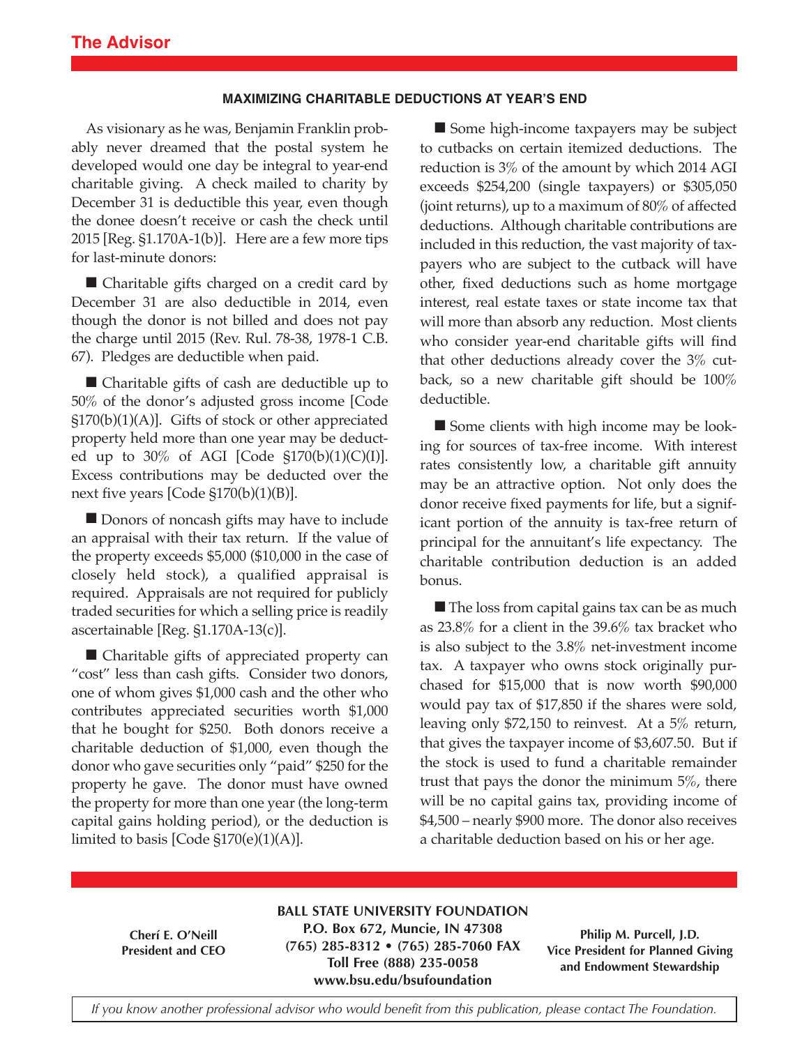## MAXIMIZING CHARITABLE DEDUCTIONS AT YEAR'S END

As visionary as he was, Benjamin Franklin probably never dreamed that the postal system he developed would one day be integral to year-end charitable giving. A check mailed to charity by December 31 is deductible this year, even though the donee doesn't receive or cash the check until 2015 [Reg. §1.170A-1(b)]. Here are a few more tips for last-minute donors:

■ Charitable gifts charged on a credit card by December 31 are also deductible in 2014, even though the donor is not billed and does not pay the charge until 2015 (Rev. Rul. 78-38, 1978-1 C.B. 67). Pledges are deductible when paid.

■ Charitable gifts of cash are deductible up to 50% of the donor's adjusted gross income [Code §170(b)(1)(A)]. Gifts of stock or other appreciated property held more than one year may be deducted up to 30% of AGI [Code §170(b)(1)(C)(I)]. Excess contributions may be deducted over the next five years [Code §170(b)(1)(B)].

■ Donors of noncash gifts may have to include an appraisal with their tax return. If the value of the property exceeds $5,000 ($10,000 in the case of closely held stock), a qualified appraisal is required. Appraisals are not required for publicly traded securities for which a selling price is readily ascertainable [Reg. §1.170A-13(c)].

■ Charitable gifts of appreciated property can "cost" less than cash gifts. Consider two donors, one of whom gives $1,000 cash and the other who contributes appreciated securities worth $1,000 that he bought for $250. Both donors receive a charitable deduction of $1,000, even though the donor who gave securities only "paid" $250 for the property he gave. The donor must have owned the property for more than one year (the long-term capital gains holding period), or the deduction is limited to basis [Code §170(e)(1)(A)].

■ Some high-income taxpayers may be subject to cutbacks on certain itemized deductions. The reduction is 3% of the amount by which 2014 AGI exceeds $254,200 (single taxpayers) or $305,050 (joint returns), up to a maximum of 80% of affected deductions. Although charitable contributions are included in this reduction, the vast majority of taxpayers who are subject to the cutback will have other, fixed deductions such as home mortgage interest, real estate taxes or state income tax that will more than absorb any reduction. Most clients who consider year-end charitable gifts will find that other deductions already cover the 3% cutback, so a new charitable gift should be 100% deductible.

■ Some clients with high income may be looking for sources of tax-free income. With interest rates consistently low, a charitable gift annuity may be an attractive option. Not only does the donor receive fixed payments for life, but a significant portion of the annuity is tax-free return of principal for the annuitant's life expectancy. The charitable contribution deduction is an added bonus.

■ The loss from capital gains tax can be as much as 23.8% for a client in the 39.6% tax bracket who is also subject to the 3.8% net-investment income tax. A taxpayer who owns stock originally purchased for $15,000 that is now worth $90,000 would pay tax of $17,850 if the shares were sold, leaving only $72,150 to reinvest. At a 5% return, that gives the taxpayer income of $3,607.50. But if the stock is used to fund a charitable remainder trust that pays the donor the minimum 5%, there will be no capital gains tax, providing income of $4,500 – nearly $900 more. The donor also receives a charitable deduction based on his or her age.

**Cherí E. O'Neill**
**President and CEO**

**BALL STATE UNIVERSITY FOUNDATION**
**P.O. Box 672, Muncie, IN 47308**
**(765) 285-8312 • (765) 285-7060 FAX**
**Toll Free (888) 235-0058**
**www.bsu.edu/bsufoundation**

**Philip M. Purcell, J.D.**
**Vice President for Planned Giving and Endowment Stewardship**

*If you know another professional advisor who would benefit from this publication, please contact The Foundation.*